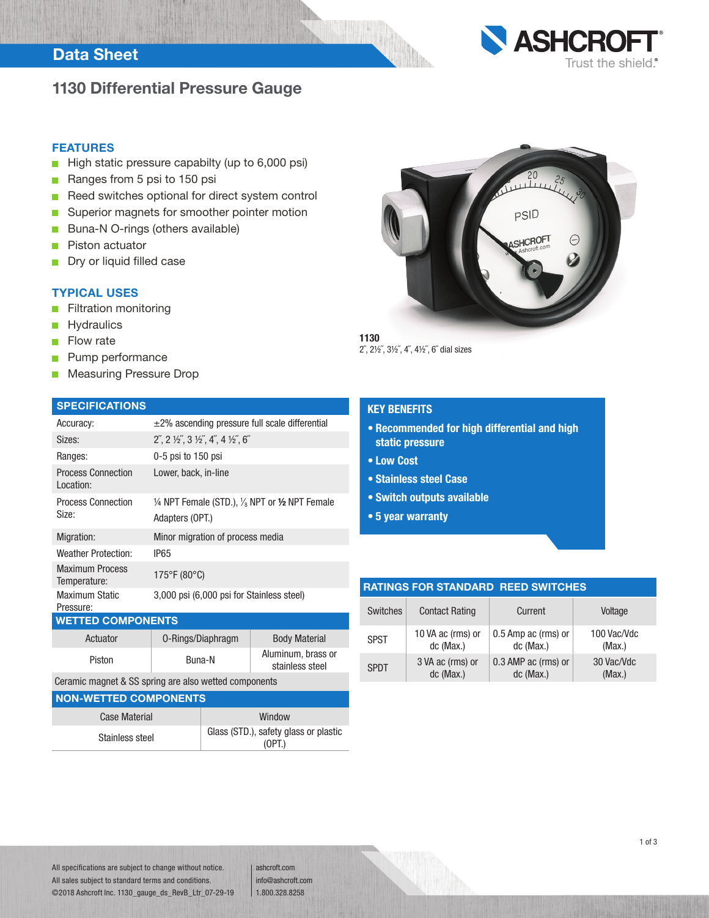Data Sheet

# 1130 Differential Pressure Gauge

## FEATURES

- High static pressure capabilty (up to 6,000 psi)
- Ranges from 5 psi to 150 psi
- Reed switches optional for direct system control
- Superior magnets for smoother pointer motion
- Buna-N O-rings (others available)
- Piston actuator
- Dry or liquid filled case

## TYPICAL USES

- Filtration monitoring
- Hydraulics
- Flow rate
- Pump performance
- Measuring Pressure Drop

**1130**
2˝, 2½˝, 3½˝, 4˝, 4½˝, 6˝ dial sizes

## SPECIFICATIONS

| | |
|---|---|
| Accuracy: | ±2% ascending pressure full scale differential |
| Sizes: | 2˝, 2 ½˝, 3 ½˝, 4˝, 4 ½˝, 6˝ |
| Ranges: | 0-5 psi to 150 psi |
| Process Connection Location: | Lower, back, in-line |
| Process Connection Size: | ¼ NPT Female (STD.), ⅛ NPT or ½ NPT Female Adapters (OPT.) |
| Migration: | Minor migration of process media |
| Weather Protection: | IP65 |
| Maximum Process Temperature: | 175°F (80°C) |
| Maximum Static Pressure: | 3,000 psi (6,000 psi for Stainless steel) |

## WETTED COMPONENTS

| Actuator | O-Rings/Diaphragm | Body Material |
|---|---|---|
| Piston | Buna-N | Aluminum, brass or stainless steel |

Ceramic magnet & SS spring are also wetted components

## NON-WETTED COMPONENTS

| Case Material | Window |
|---|---|
| Stainless steel | Glass (STD.), safety glass or plastic (OPT.) |

## KEY BENEFITS

- **Recommended for high differential and high static pressure**
- **Low Cost**
- **Stainless steel Case**
- **Switch outputs available**
- **5 year warranty**

## RATINGS FOR STANDARD REED SWITCHES

| Switches | Contact Rating | Current | Voltage |
|---|---|---|---|
| SPST | 10 VA ac (rms) or dc (Max.) | 0.5 Amp ac (rms) or dc (Max.) | 100 Vac/Vdc (Max.) |
| SPDT | 3 VA ac (rms) or dc (Max.) | 0.3 AMP ac (rms) or dc (Max.) | 30 Vac/Vdc (Max.) |

All specifications are subject to change without notice.
All sales subject to standard terms and conditions.
©2018 Ashcroft Inc. 1130_gauge_ds_RevB_Ltr_07-29-19

ashcroft.com
info@ashcroft.com
1.800.328.8258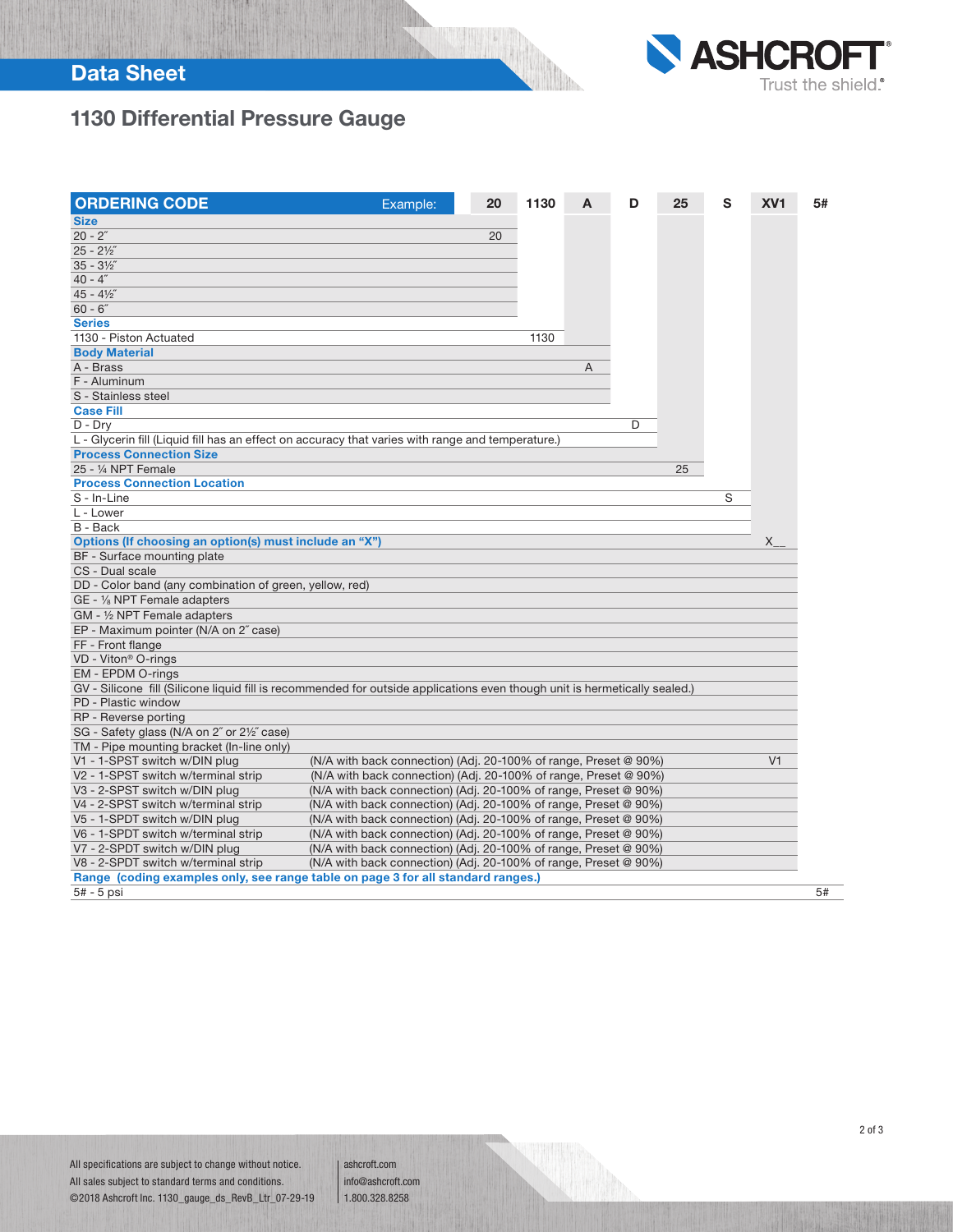## 1130 Differential Pressure Gauge

| ORDERING CODE | Example: | 20 | 1130 | A | D | 25 | S | XV1 | 5# |
|---|---|---|---|---|---|---|---|---|---|
| **Size** | | | | | | | | | |
| 20 - 2″ | | 20 | | | | | | | |
| 25 - 2½″ | | | | | | | | | |
| 35 - 3½″ | | | | | | | | | |
| 40 - 4″ | | | | | | | | | |
| 45 - 4½″ | | | | | | | | | |
| 60 - 6″ | | | | | | | | | |
| **Series** | | | | | | | | | |
| 1130 - Piston Actuated | | | 1130 | | | | | | |
| **Body Material** | | | | | | | | | |
| A - Brass | | | | A | | | | | |
| F - Aluminum | | | | | | | | | |
| S - Stainless steel | | | | | | | | | |
| **Case Fill** | | | | | | | | | |
| D - Dry | | | | | D | | | | |
| L - Glycerin fill (Liquid fill has an effect on accuracy that varies with range and temperature.) | | | | | | | | | |
| **Process Connection Size** | | | | | | | | | |
| 25 - ¼ NPT Female | | | | | | 25 | | | |
| **Process Connection Location** | | | | | | | | | |
| S - In-Line | | | | | | | S | | |
| L - Lower | | | | | | | | | |
| B - Back | | | | | | | | | |
| **Options (If choosing an option(s) must include an "X")** | | | | | | | | X__ | |
| BF - Surface mounting plate | | | | | | | | | |
| CS - Dual scale | | | | | | | | | |
| DD - Color band (any combination of green, yellow, red) | | | | | | | | | |
| GE - ⅛ NPT Female adapters | | | | | | | | | |
| GM - ½ NPT Female adapters | | | | | | | | | |
| EP - Maximum pointer (N/A on 2″ case) | | | | | | | | | |
| FF - Front flange | | | | | | | | | |
| VD - Viton® O-rings | | | | | | | | | |
| EM - EPDM O-rings | | | | | | | | | |
| GV - Silicone fill (Silicone liquid fill is recommended for outside applications even though unit is hermetically sealed.) | | | | | | | | | |
| PD - Plastic window | | | | | | | | | |
| RP - Reverse porting | | | | | | | | | |
| SG - Safety glass (N/A on 2″ or 2½″ case) | | | | | | | | | |
| TM - Pipe mounting bracket (In-line only) | | | | | | | | | |
| V1 - 1-SPST switch w/DIN plug | (N/A with back connection) (Adj. 20-100% of range, Preset @ 90%) | | | | | | | V1 | |
| V2 - 1-SPST switch w/terminal strip | (N/A with back connection) (Adj. 20-100% of range, Preset @ 90%) | | | | | | | | |
| V3 - 2-SPST switch w/DIN plug | (N/A with back connection) (Adj. 20-100% of range, Preset @ 90%) | | | | | | | | |
| V4 - 2-SPST switch w/terminal strip | (N/A with back connection) (Adj. 20-100% of range, Preset @ 90%) | | | | | | | | |
| V5 - 1-SPDT switch w/DIN plug | (N/A with back connection) (Adj. 20-100% of range, Preset @ 90%) | | | | | | | | |
| V6 - 1-SPDT switch w/terminal strip | (N/A with back connection) (Adj. 20-100% of range, Preset @ 90%) | | | | | | | | |
| V7 - 2-SPDT switch w/DIN plug | (N/A with back connection) (Adj. 20-100% of range, Preset @ 90%) | | | | | | | | |
| V8 - 2-SPDT switch w/terminal strip | (N/A with back connection) (Adj. 20-100% of range, Preset @ 90%) | | | | | | | | |
| **Range (coding examples only, see range table on page 3 for all standard ranges.)** | | | | | | | | | |
| 5# - 5 psi | | | | | | | | | 5# |

All specifications are subject to change without notice.
All sales subject to standard terms and conditions.
©2018 Ashcroft Inc. 1130_gauge_ds_RevB_Ltr_07-29-19

ashcroft.com
info@ashcroft.com
1.800.328.8258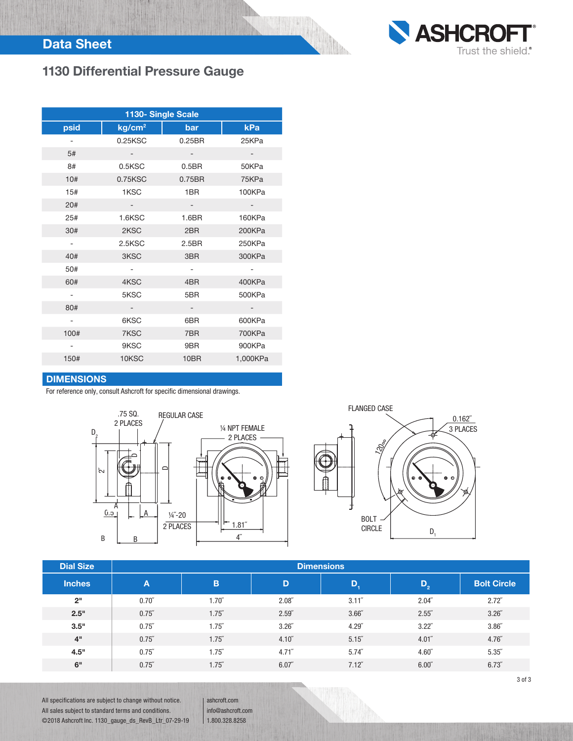## 1130 Differential Pressure Gauge

| 1130- Single Scale | | | |
|---|---|---|---|
| psid | kg/cm² | bar | kPa |
| - | 0.25KSC | 0.25BR | 25KPa |
| 5# | - | - | - |
| 8# | 0.5KSC | 0.5BR | 50KPa |
| 10# | 0.75KSC | 0.75BR | 75KPa |
| 15# | 1KSC | 1BR | 100KPa |
| 20# | - | - | - |
| 25# | 1.6KSC | 1.6BR | 160KPa |
| 30# | 2KSC | 2BR | 200KPa |
| - | 2.5KSC | 2.5BR | 250KPa |
| 40# | 3KSC | 3BR | 300KPa |
| 50# | - | - | - |
| 60# | 4KSC | 4BR | 400KPa |
| - | 5KSC | 5BR | 500KPa |
| 80# | - | - | - |
| - | 6KSC | 6BR | 600KPa |
| 100# | 7KSC | 7BR | 700KPa |
| - | 9KSC | 9BR | 900KPa |
| 150# | 10KSC | 10BR | 1,000KPa |

## DIMENSIONS

For reference only, consult Ashcroft for specific dimensional drawings.

.75 SQ.
2 PLACES
REGULAR CASE
$D_2$
2″
D
D
A
0.5
A
B
B
¼″-20
2 PLACES
¼ NPT FEMALE
2 PLACES
1.81″
4″
FLANGED CASE
0.162″
3 PLACES
120°
BOLT
CIRCLE
$D_1$

| Dial Size | Dimensions | | | | | |
|---|---|---|---|---|---|---|
| **Inches** | A | B | D | $D_1$ | $D_2$ | Bolt Circle |
| **2"** | 0.70″ | 1.70″ | 2.08″ | 3.11″ | 2.04″ | 2.72″ |
| **2.5"** | 0.75″ | 1.75″ | 2.59″ | 3.66″ | 2.55″ | 3.26″ |
| **3.5"** | 0.75″ | 1.75″ | 3.26″ | 4.29″ | 3.22″ | 3.86″ |
| **4"** | 0.75″ | 1.75″ | 4.10″ | 5.15″ | 4.01″ | 4.76″ |
| **4.5"** | 0.75″ | 1.75″ | 4.71″ | 5.74″ | 4.60″ | 5.35″ |
| **6"** | 0.75″ | 1.75″ | 6.07″ | 7.12″ | 6.00″ | 6.73″ |

All specifications are subject to change without notice.
All sales subject to standard terms and conditions.
©2018 Ashcroft Inc. 1130_gauge_ds_RevB_Ltr_07-29-19

ashcroft.com
info@ashcroft.com
1.800.328.8258